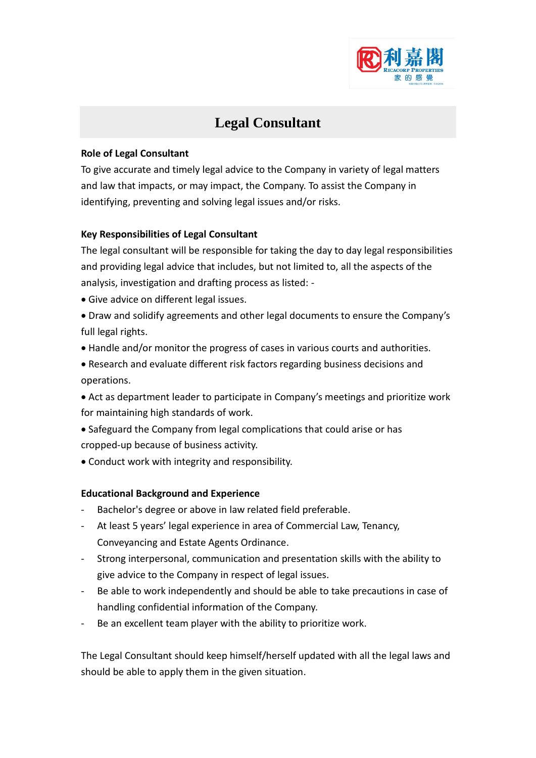# Legal Consultant

**Role of Legal Consultant**

To give accurate and timely legal advice to the Company in variety of legal matters and law that impacts, or may impact, the Company. To assist the Company in identifying, preventing and solving legal issues and/or risks.

**Key Responsibilities of Legal Consultant**

The legal consultant will be responsible for taking the day to day legal responsibilities and providing legal advice that includes, but not limited to, all the aspects of the analysis, investigation and drafting process as listed: -

- Give advice on different legal issues.
- Draw and solidify agreements and other legal documents to ensure the Company's full legal rights.
- Handle and/or monitor the progress of cases in various courts and authorities.
- Research and evaluate different risk factors regarding business decisions and operations.
- Act as department leader to participate in Company's meetings and prioritize work for maintaining high standards of work.
- Safeguard the Company from legal complications that could arise or has cropped-up because of business activity.
- Conduct work with integrity and responsibility.

**Educational Background and Experience**

- Bachelor's degree or above in law related field preferable.
- At least 5 years' legal experience in area of Commercial Law, Tenancy, Conveyancing and Estate Agents Ordinance.
- Strong interpersonal, communication and presentation skills with the ability to give advice to the Company in respect of legal issues.
- Be able to work independently and should be able to take precautions in case of handling confidential information of the Company.
- Be an excellent team player with the ability to prioritize work.

The Legal Consultant should keep himself/herself updated with all the legal laws and should be able to apply them in the given situation.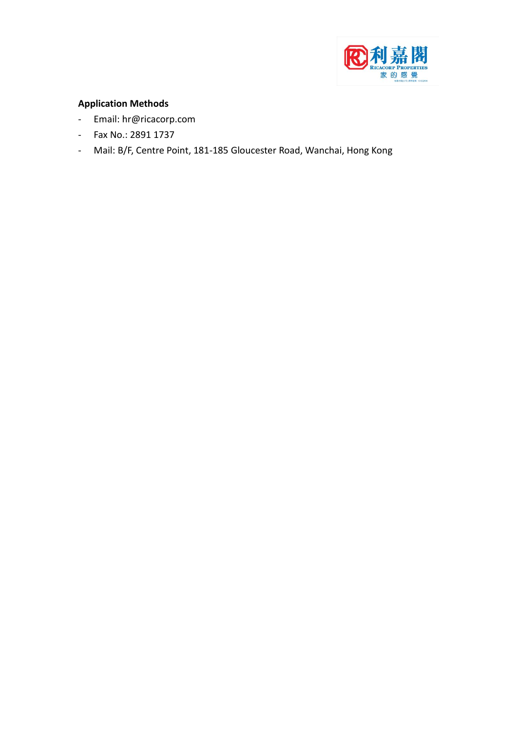**Application Methods**

- Email: hr@ricacorp.com
- Fax No.: 2891 1737
- Mail: B/F, Centre Point, 181-185 Gloucester Road, Wanchai, Hong Kong